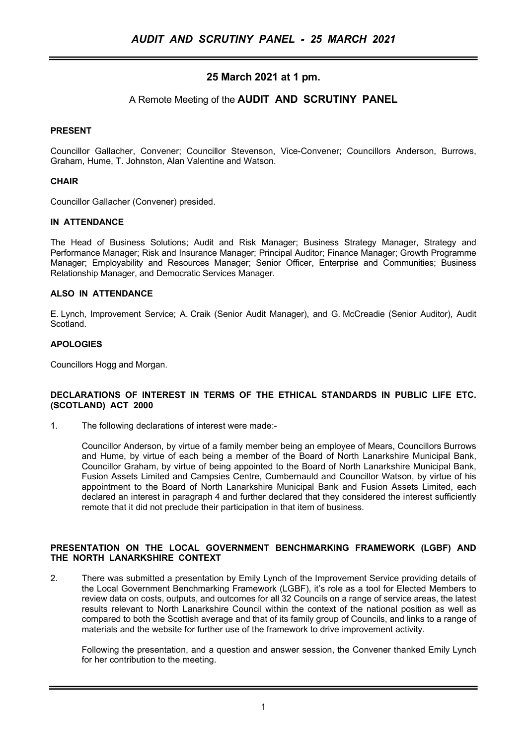## 25 March 2021 at 1 pm.

A Remote Meeting of the **AUDIT AND SCRUTINY PANEL**

**PRESENT**

Councillor Gallacher, Convener; Councillor Stevenson, Vice-Convener; Councillors Anderson, Burrows, Graham, Hume, T. Johnston, Alan Valentine and Watson.

**CHAIR**

Councillor Gallacher (Convener) presided.

**IN ATTENDANCE**

The Head of Business Solutions; Audit and Risk Manager; Business Strategy Manager, Strategy and Performance Manager; Risk and Insurance Manager; Principal Auditor; Finance Manager; Growth Programme Manager; Employability and Resources Manager; Senior Officer, Enterprise and Communities; Business Relationship Manager, and Democratic Services Manager.

**ALSO IN ATTENDANCE**

E. Lynch, Improvement Service; A. Craik (Senior Audit Manager), and G. McCreadie (Senior Auditor), Audit Scotland.

**APOLOGIES**

Councillors Hogg and Morgan.

**DECLARATIONS OF INTEREST IN TERMS OF THE ETHICAL STANDARDS IN PUBLIC LIFE ETC. (SCOTLAND) ACT 2000**

1. The following declarations of interest were made:-

   Councillor Anderson, by virtue of a family member being an employee of Mears, Councillors Burrows and Hume, by virtue of each being a member of the Board of North Lanarkshire Municipal Bank, Councillor Graham, by virtue of being appointed to the Board of North Lanarkshire Municipal Bank, Fusion Assets Limited and Campsies Centre, Cumbernauld and Councillor Watson, by virtue of his appointment to the Board of North Lanarkshire Municipal Bank and Fusion Assets Limited, each declared an interest in paragraph 4 and further declared that they considered the interest sufficiently remote that it did not preclude their participation in that item of business.

**PRESENTATION ON THE LOCAL GOVERNMENT BENCHMARKING FRAMEWORK (LGBF) AND THE NORTH LANARKSHIRE CONTEXT**

2. There was submitted a presentation by Emily Lynch of the Improvement Service providing details of the Local Government Benchmarking Framework (LGBF), it's role as a tool for Elected Members to review data on costs, outputs, and outcomes for all 32 Councils on a range of service areas, the latest results relevant to North Lanarkshire Council within the context of the national position as well as compared to both the Scottish average and that of its family group of Councils, and links to a range of materials and the website for further use of the framework to drive improvement activity.

   Following the presentation, and a question and answer session, the Convener thanked Emily Lynch for her contribution to the meeting.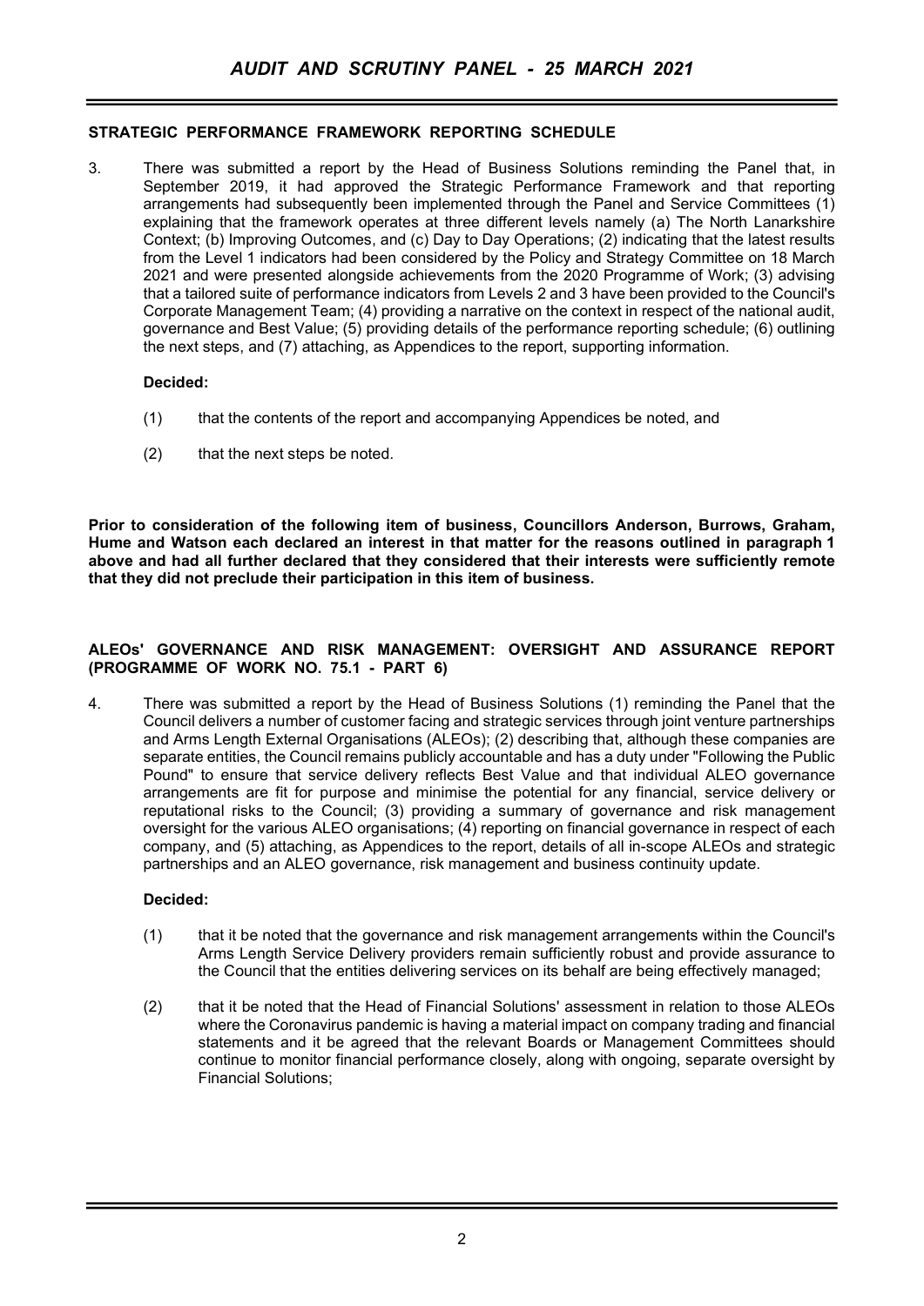### STRATEGIC PERFORMANCE FRAMEWORK REPORTING SCHEDULE

3. There was submitted a report by the Head of Business Solutions reminding the Panel that, in September 2019, it had approved the Strategic Performance Framework and that reporting arrangements had subsequently been implemented through the Panel and Service Committees (1) explaining that the framework operates at three different levels namely (a) The North Lanarkshire Context; (b) Improving Outcomes, and (c) Day to Day Operations; (2) indicating that the latest results from the Level 1 indicators had been considered by the Policy and Strategy Committee on 18 March 2021 and were presented alongside achievements from the 2020 Programme of Work; (3) advising that a tailored suite of performance indicators from Levels 2 and 3 have been provided to the Council's Corporate Management Team; (4) providing a narrative on the context in respect of the national audit, governance and Best Value; (5) providing details of the performance reporting schedule; (6) outlining the next steps, and (7) attaching, as Appendices to the report, supporting information.

**Decided:**

(1) that the contents of the report and accompanying Appendices be noted, and

(2) that the next steps be noted.

**Prior to consideration of the following item of business, Councillors Anderson, Burrows, Graham, Hume and Watson each declared an interest in that matter for the reasons outlined in paragraph 1 above and had all further declared that they considered that their interests were sufficiently remote that they did not preclude their participation in this item of business.**

### ALEOs' GOVERNANCE AND RISK MANAGEMENT: OVERSIGHT AND ASSURANCE REPORT (PROGRAMME OF WORK NO. 75.1 - PART 6)

4. There was submitted a report by the Head of Business Solutions (1) reminding the Panel that the Council delivers a number of customer facing and strategic services through joint venture partnerships and Arms Length External Organisations (ALEOs); (2) describing that, although these companies are separate entities, the Council remains publicly accountable and has a duty under "Following the Public Pound" to ensure that service delivery reflects Best Value and that individual ALEO governance arrangements are fit for purpose and minimise the potential for any financial, service delivery or reputational risks to the Council; (3) providing a summary of governance and risk management oversight for the various ALEO organisations; (4) reporting on financial governance in respect of each company, and (5) attaching, as Appendices to the report, details of all in-scope ALEOs and strategic partnerships and an ALEO governance, risk management and business continuity update.

**Decided:**

(1) that it be noted that the governance and risk management arrangements within the Council's Arms Length Service Delivery providers remain sufficiently robust and provide assurance to the Council that the entities delivering services on its behalf are being effectively managed;

(2) that it be noted that the Head of Financial Solutions' assessment in relation to those ALEOs where the Coronavirus pandemic is having a material impact on company trading and financial statements and it be agreed that the relevant Boards or Management Committees should continue to monitor financial performance closely, along with ongoing, separate oversight by Financial Solutions;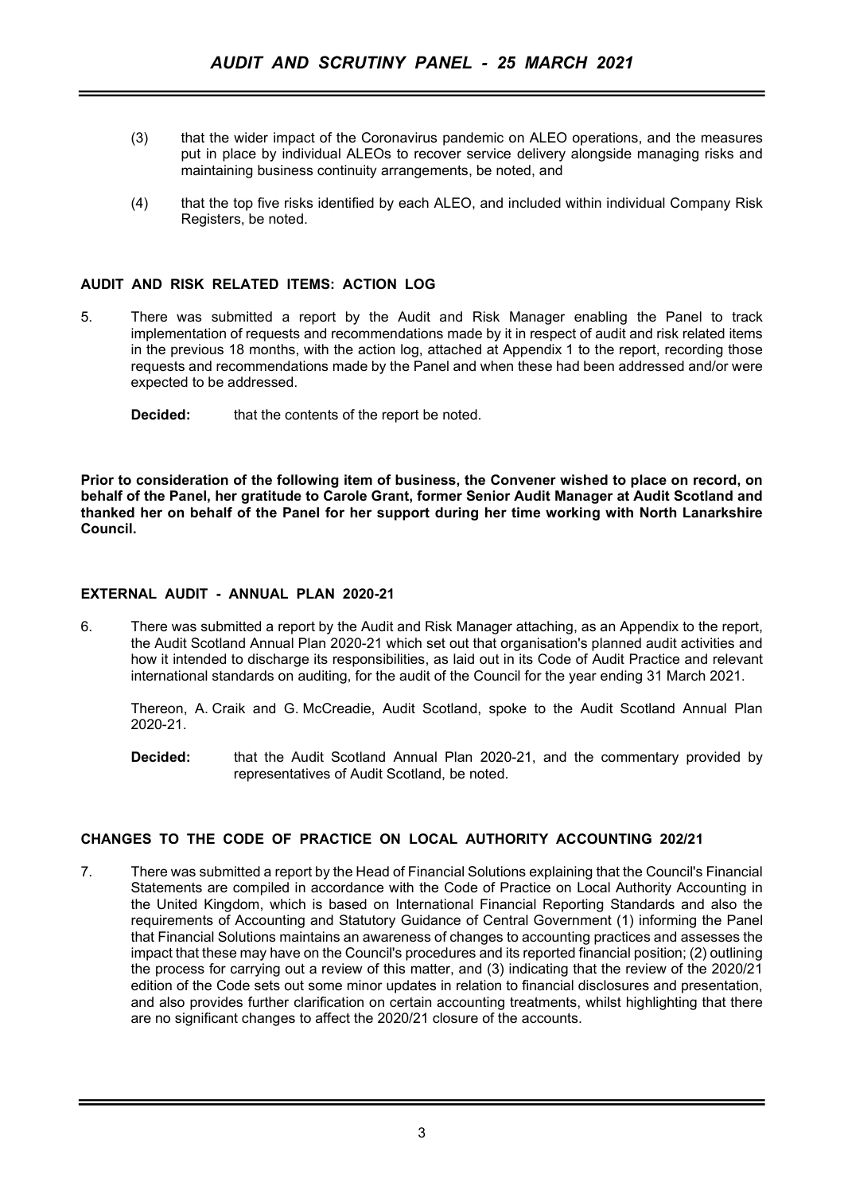(3) that the wider impact of the Coronavirus pandemic on ALEO operations, and the measures put in place by individual ALEOs to recover service delivery alongside managing risks and maintaining business continuity arrangements, be noted, and

(4) that the top five risks identified by each ALEO, and included within individual Company Risk Registers, be noted.

## AUDIT AND RISK RELATED ITEMS: ACTION LOG

5. There was submitted a report by the Audit and Risk Manager enabling the Panel to track implementation of requests and recommendations made by it in respect of audit and risk related items in the previous 18 months, with the action log, attached at Appendix 1 to the report, recording those requests and recommendations made by the Panel and when these had been addressed and/or were expected to be addressed.

   **Decided:** that the contents of the report be noted.

**Prior to consideration of the following item of business, the Convener wished to place on record, on behalf of the Panel, her gratitude to Carole Grant, former Senior Audit Manager at Audit Scotland and thanked her on behalf of the Panel for her support during her time working with North Lanarkshire Council.**

## EXTERNAL AUDIT - ANNUAL PLAN 2020-21

6. There was submitted a report by the Audit and Risk Manager attaching, as an Appendix to the report, the Audit Scotland Annual Plan 2020-21 which set out that organisation's planned audit activities and how it intended to discharge its responsibilities, as laid out in its Code of Audit Practice and relevant international standards on auditing, for the audit of the Council for the year ending 31 March 2021.

   Thereon, A. Craik and G. McCreadie, Audit Scotland, spoke to the Audit Scotland Annual Plan 2020-21.

   **Decided:** that the Audit Scotland Annual Plan 2020-21, and the commentary provided by representatives of Audit Scotland, be noted.

## CHANGES TO THE CODE OF PRACTICE ON LOCAL AUTHORITY ACCOUNTING 202/21

7. There was submitted a report by the Head of Financial Solutions explaining that the Council's Financial Statements are compiled in accordance with the Code of Practice on Local Authority Accounting in the United Kingdom, which is based on International Financial Reporting Standards and also the requirements of Accounting and Statutory Guidance of Central Government (1) informing the Panel that Financial Solutions maintains an awareness of changes to accounting practices and assesses the impact that these may have on the Council's procedures and its reported financial position; (2) outlining the process for carrying out a review of this matter, and (3) indicating that the review of the 2020/21 edition of the Code sets out some minor updates in relation to financial disclosures and presentation, and also provides further clarification on certain accounting treatments, whilst highlighting that there are no significant changes to affect the 2020/21 closure of the accounts.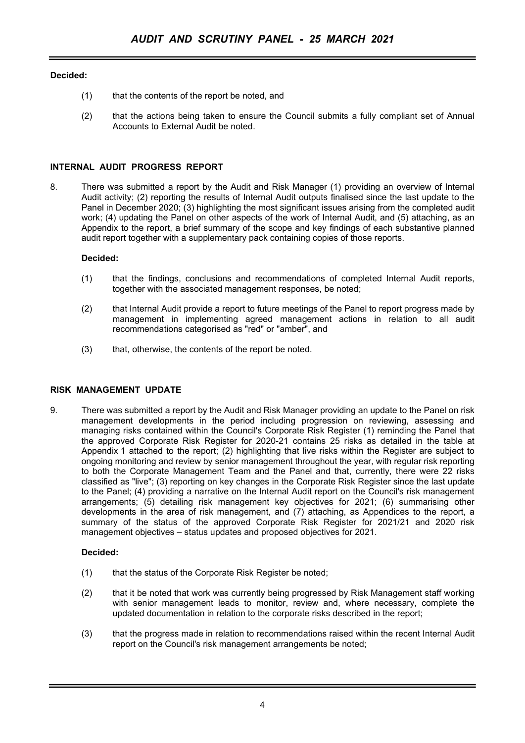**Decided:**

(1) that the contents of the report be noted, and

(2) that the actions being taken to ensure the Council submits a fully compliant set of Annual Accounts to External Audit be noted.

## INTERNAL AUDIT PROGRESS REPORT

8. There was submitted a report by the Audit and Risk Manager (1) providing an overview of Internal Audit activity; (2) reporting the results of Internal Audit outputs finalised since the last update to the Panel in December 2020; (3) highlighting the most significant issues arising from the completed audit work; (4) updating the Panel on other aspects of the work of Internal Audit, and (5) attaching, as an Appendix to the report, a brief summary of the scope and key findings of each substantive planned audit report together with a supplementary pack containing copies of those reports.

   **Decided:**

   (1) that the findings, conclusions and recommendations of completed Internal Audit reports, together with the associated management responses, be noted;

   (2) that Internal Audit provide a report to future meetings of the Panel to report progress made by management in implementing agreed management actions in relation to all audit recommendations categorised as "red" or "amber", and

   (3) that, otherwise, the contents of the report be noted.

## RISK MANAGEMENT UPDATE

9. There was submitted a report by the Audit and Risk Manager providing an update to the Panel on risk management developments in the period including progression on reviewing, assessing and managing risks contained within the Council's Corporate Risk Register (1) reminding the Panel that the approved Corporate Risk Register for 2020-21 contains 25 risks as detailed in the table at Appendix 1 attached to the report; (2) highlighting that live risks within the Register are subject to ongoing monitoring and review by senior management throughout the year, with regular risk reporting to both the Corporate Management Team and the Panel and that, currently, there were 22 risks classified as "live"; (3) reporting on key changes in the Corporate Risk Register since the last update to the Panel; (4) providing a narrative on the Internal Audit report on the Council's risk management arrangements; (5) detailing risk management key objectives for 2021; (6) summarising other developments in the area of risk management, and (7) attaching, as Appendices to the report, a summary of the status of the approved Corporate Risk Register for 2021/21 and 2020 risk management objectives – status updates and proposed objectives for 2021.

   **Decided:**

   (1) that the status of the Corporate Risk Register be noted;

   (2) that it be noted that work was currently being progressed by Risk Management staff working with senior management leads to monitor, review and, where necessary, complete the updated documentation in relation to the corporate risks described in the report;

   (3) that the progress made in relation to recommendations raised within the recent Internal Audit report on the Council's risk management arrangements be noted;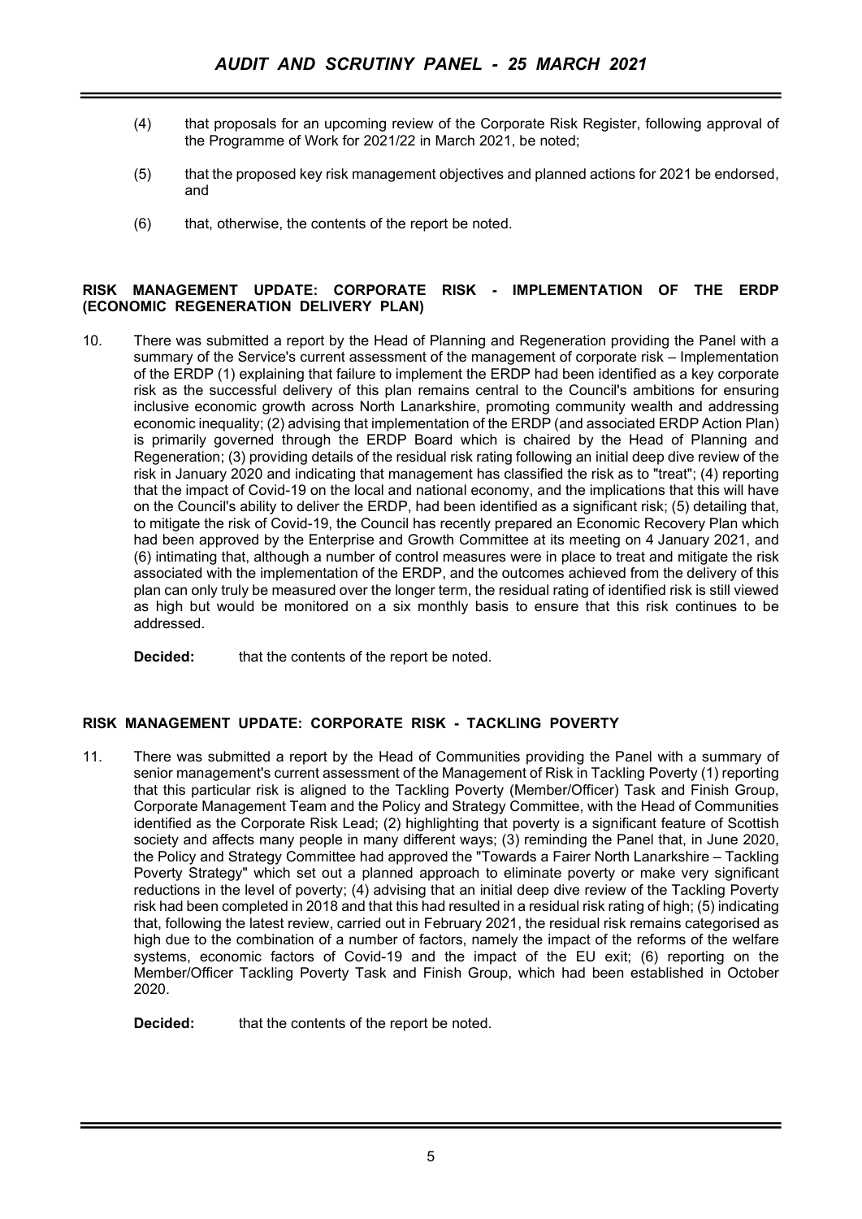(4) that proposals for an upcoming review of the Corporate Risk Register, following approval of the Programme of Work for 2021/22 in March 2021, be noted;

(5) that the proposed key risk management objectives and planned actions for 2021 be endorsed, and

(6) that, otherwise, the contents of the report be noted.

**RISK MANAGEMENT UPDATE: CORPORATE RISK - IMPLEMENTATION OF THE ERDP (ECONOMIC REGENERATION DELIVERY PLAN)**

10. There was submitted a report by the Head of Planning and Regeneration providing the Panel with a summary of the Service's current assessment of the management of corporate risk – Implementation of the ERDP (1) explaining that failure to implement the ERDP had been identified as a key corporate risk as the successful delivery of this plan remains central to the Council's ambitions for ensuring inclusive economic growth across North Lanarkshire, promoting community wealth and addressing economic inequality; (2) advising that implementation of the ERDP (and associated ERDP Action Plan) is primarily governed through the ERDP Board which is chaired by the Head of Planning and Regeneration; (3) providing details of the residual risk rating following an initial deep dive review of the risk in January 2020 and indicating that management has classified the risk as to "treat"; (4) reporting that the impact of Covid-19 on the local and national economy, and the implications that this will have on the Council's ability to deliver the ERDP, had been identified as a significant risk; (5) detailing that, to mitigate the risk of Covid-19, the Council has recently prepared an Economic Recovery Plan which had been approved by the Enterprise and Growth Committee at its meeting on 4 January 2021, and (6) intimating that, although a number of control measures were in place to treat and mitigate the risk associated with the implementation of the ERDP, and the outcomes achieved from the delivery of this plan can only truly be measured over the longer term, the residual rating of identified risk is still viewed as high but would be monitored on a six monthly basis to ensure that this risk continues to be addressed.

    **Decided:** that the contents of the report be noted.

**RISK MANAGEMENT UPDATE: CORPORATE RISK - TACKLING POVERTY**

11. There was submitted a report by the Head of Communities providing the Panel with a summary of senior management's current assessment of the Management of Risk in Tackling Poverty (1) reporting that this particular risk is aligned to the Tackling Poverty (Member/Officer) Task and Finish Group, Corporate Management Team and the Policy and Strategy Committee, with the Head of Communities identified as the Corporate Risk Lead; (2) highlighting that poverty is a significant feature of Scottish society and affects many people in many different ways; (3) reminding the Panel that, in June 2020, the Policy and Strategy Committee had approved the "Towards a Fairer North Lanarkshire – Tackling Poverty Strategy" which set out a planned approach to eliminate poverty or make very significant reductions in the level of poverty; (4) advising that an initial deep dive review of the Tackling Poverty risk had been completed in 2018 and that this had resulted in a residual risk rating of high; (5) indicating that, following the latest review, carried out in February 2021, the residual risk remains categorised as high due to the combination of a number of factors, namely the impact of the reforms of the welfare systems, economic factors of Covid-19 and the impact of the EU exit; (6) reporting on the Member/Officer Tackling Poverty Task and Finish Group, which had been established in October 2020.

    **Decided:** that the contents of the report be noted.